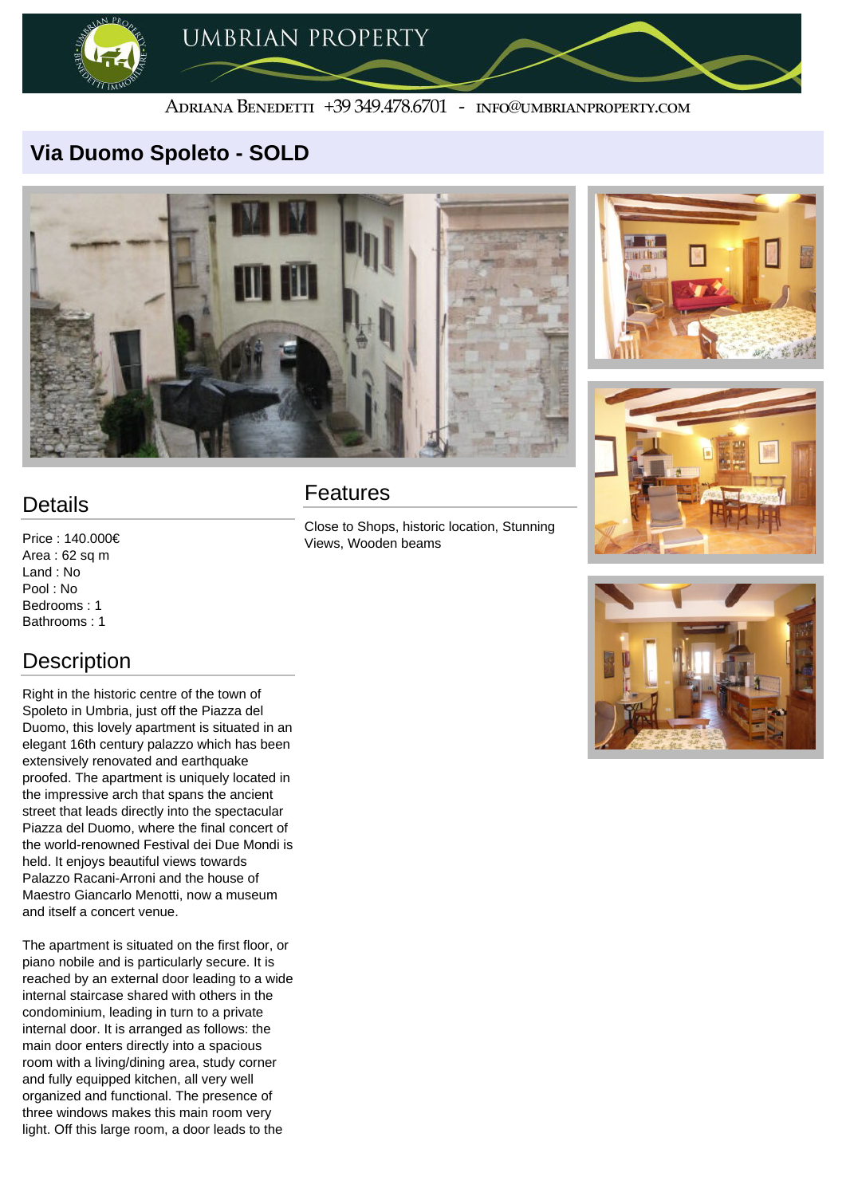UMBRIAN PROPERTY

Adriana Benedetti +39 349.478.6701 - info@umbrianproperty.com

# Via Duomo Spoleto - SOLD

## Details

Price : 140.000€
Area : 62 sq m
Land : No
Pool : No
Bedrooms : 1
Bathrooms : 1

## Features

Close to Shops, historic location, Stunning Views, Wooden beams

## Description

Right in the historic centre of the town of Spoleto in Umbria, just off the Piazza del Duomo, this lovely apartment is situated in an elegant 16th century palazzo which has been extensively renovated and earthquake proofed. The apartment is uniquely located in the impressive arch that spans the ancient street that leads directly into the spectacular Piazza del Duomo, where the final concert of the world-renowned Festival dei Due Mondi is held. It enjoys beautiful views towards Palazzo Racani-Arroni and the house of Maestro Giancarlo Menotti, now a museum and itself a concert venue.

The apartment is situated on the first floor, or piano nobile and is particularly secure. It is reached by an external door leading to a wide internal staircase shared with others in the condominium, leading in turn to a private internal door. It is arranged as follows: the main door enters directly into a spacious room with a living/dining area, study corner and fully equipped kitchen, all very well organized and functional. The presence of three windows makes this main room very light. Off this large room, a door leads to the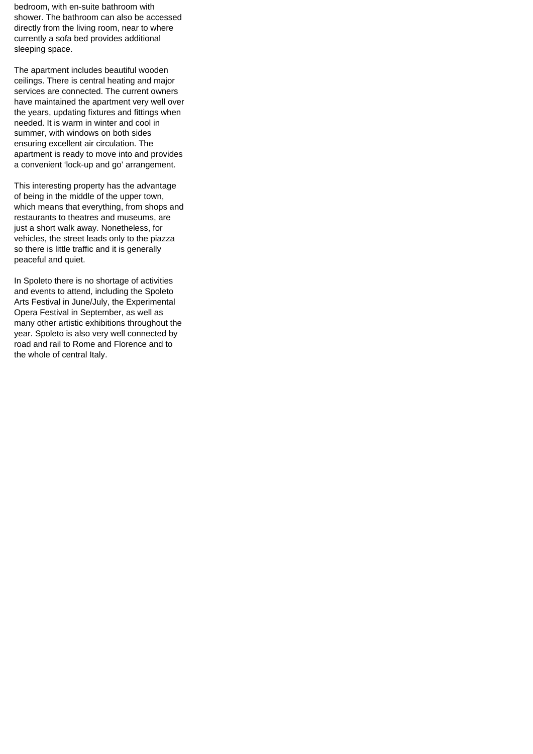bedroom, with en-suite bathroom with shower. The bathroom can also be accessed directly from the living room, near to where currently a sofa bed provides additional sleeping space.

The apartment includes beautiful wooden ceilings. There is central heating and major services are connected. The current owners have maintained the apartment very well over the years, updating fixtures and fittings when needed. It is warm in winter and cool in summer, with windows on both sides ensuring excellent air circulation. The apartment is ready to move into and provides a convenient 'lock-up and go' arrangement.

This interesting property has the advantage of being in the middle of the upper town, which means that everything, from shops and restaurants to theatres and museums, are just a short walk away. Nonetheless, for vehicles, the street leads only to the piazza so there is little traffic and it is generally peaceful and quiet.

In Spoleto there is no shortage of activities and events to attend, including the Spoleto Arts Festival in June/July, the Experimental Opera Festival in September, as well as many other artistic exhibitions throughout the year. Spoleto is also very well connected by road and rail to Rome and Florence and to the whole of central Italy.